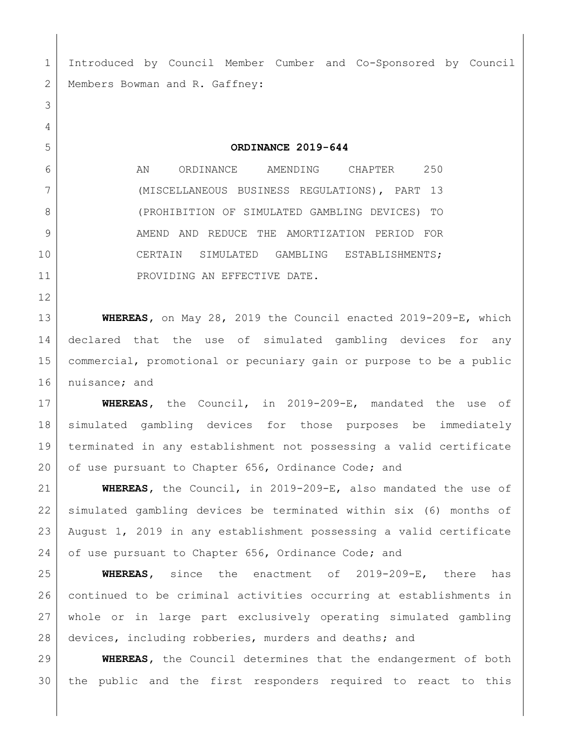Introduced by Council Member Cumber and Co-Sponsored by Council Members Bowman and R. Gaffney:

**ORDINANCE 2019-644**

AN ORDINANCE AMENDING CHAPTER 250 (MISCELLANEOUS BUSINESS REGULATIONS), PART 13 (PROHIBITION OF SIMULATED GAMBLING DEVICES) TO AMEND AND REDUCE THE AMORTIZATION PERIOD FOR CERTAIN SIMULATED GAMBLING ESTABLISHMENTS; PROVIDING AN EFFECTIVE DATE.

**WHEREAS**, on May 28, 2019 the Council enacted 2019-209-E, which declared that the use of simulated gambling devices for any commercial, promotional or pecuniary gain or purpose to be a public nuisance; and

**WHEREAS**, the Council, in 2019-209-E, mandated the use of simulated gambling devices for those purposes be immediately terminated in any establishment not possessing a valid certificate of use pursuant to Chapter 656, Ordinance Code; and

**WHEREAS**, the Council, in 2019-209-E, also mandated the use of simulated gambling devices be terminated within six (6) months of August 1, 2019 in any establishment possessing a valid certificate of use pursuant to Chapter 656, Ordinance Code; and

**WHEREAS**, since the enactment of 2019-209-E, there has continued to be criminal activities occurring at establishments in whole or in large part exclusively operating simulated gambling devices, including robberies, murders and deaths; and

**WHEREAS**, the Council determines that the endangerment of both the public and the first responders required to react to this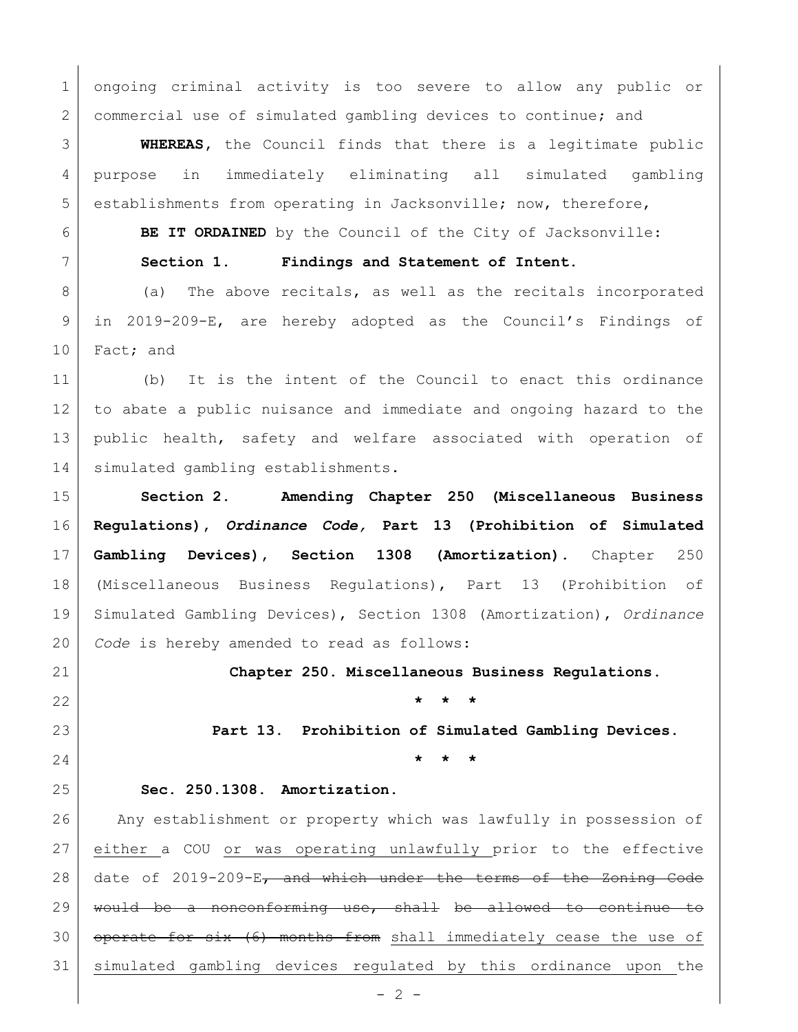ongoing criminal activity is too severe to allow any public or commercial use of simulated gambling devices to continue; and

**WHEREAS**, the Council finds that there is a legitimate public purpose in immediately eliminating all simulated gambling establishments from operating in Jacksonville; now, therefore,

**BE IT ORDAINED** by the Council of the City of Jacksonville:

**Section 1. Findings and Statement of Intent.**

(a) The above recitals, as well as the recitals incorporated in 2019-209-E, are hereby adopted as the Council's Findings of Fact; and

(b) It is the intent of the Council to enact this ordinance to abate a public nuisance and immediate and ongoing hazard to the public health, safety and welfare associated with operation of simulated gambling establishments.

**Section 2. Amending Chapter 250 (Miscellaneous Business Regulations), *Ordinance Code,* Part 13 (Prohibition of Simulated Gambling Devices), Section 1308 (Amortization).** Chapter 250 (Miscellaneous Business Regulations), Part 13 (Prohibition of Simulated Gambling Devices), Section 1308 (Amortization), *Ordinance Code* is hereby amended to read as follows:

**Chapter 250. Miscellaneous Business Regulations.**

**\* \* \***

**Part 13. Prohibition of Simulated Gambling Devices.**

**\* \* \***

**Sec. 250.1308. Amortization.**

Any establishment or property which was lawfully in possession of <u>either</u> a COU <u>or was operating unlawfully</u> prior to the effective date of 2019-209-E~~, and which under the terms of the Zoning Code would be a nonconforming use, shall be allowed to continue to operate for six (6) months from~~ <u>shall immediately cease the use of simulated gambling devices regulated by this ordinance upon</u> the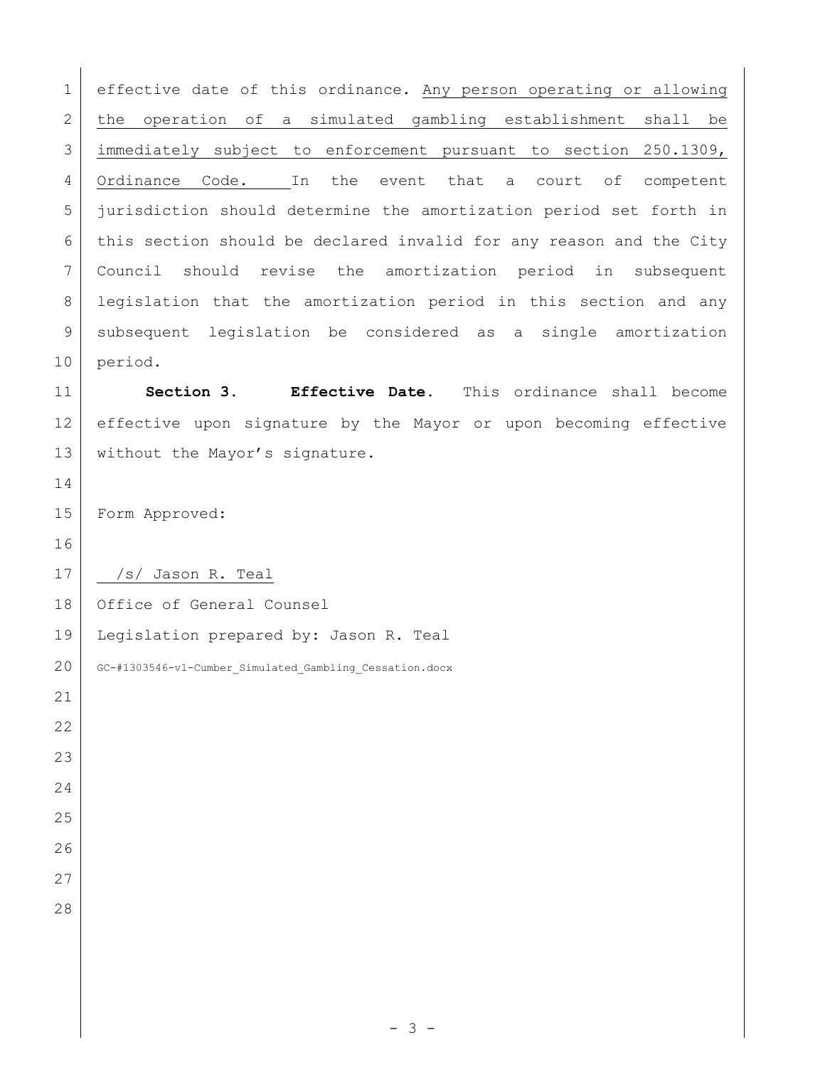effective date of this ordinance. Any person operating or allowing the operation of a simulated gambling establishment shall be immediately subject to enforcement pursuant to section 250.1309, Ordinance Code. In the event that a court of competent jurisdiction should determine the amortization period set forth in this section should be declared invalid for any reason and the City Council should revise the amortization period in subsequent legislation that the amortization period in this section and any subsequent legislation be considered as a single amortization period.

**Section 3. Effective Date.** This ordinance shall become effective upon signature by the Mayor or upon becoming effective without the Mayor's signature.

Form Approved:

/s/ Jason R. Teal

Office of General Counsel

Legislation prepared by: Jason R. Teal

GC-#1303546-v1-Cumber_Simulated_Gambling_Cessation.docx